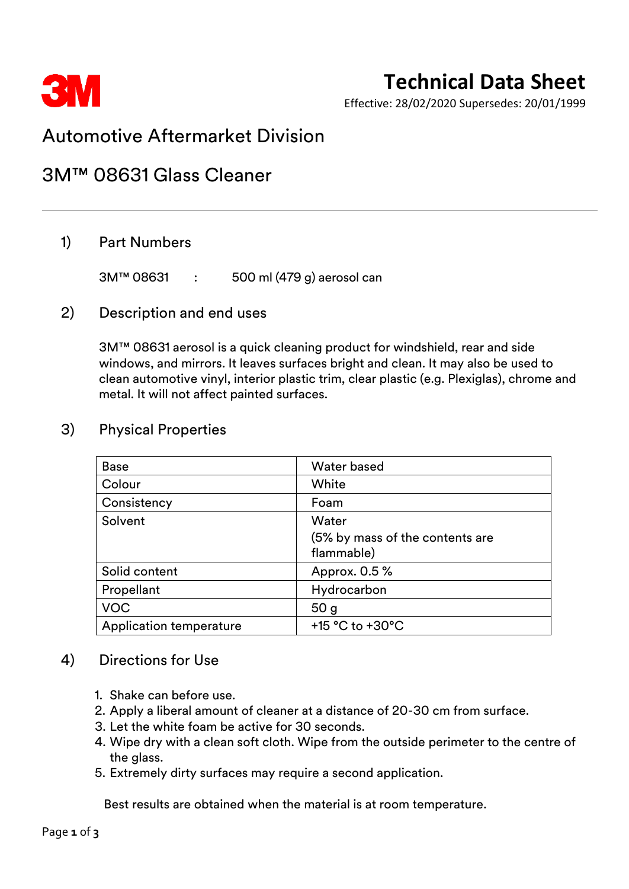3M

# Technical Data Sheet

Effective: 28/02/2020 Supersedes: 20/01/1999

## Automotive Aftermarket Division

## 3M™ 08631 Glass Cleaner

---

### 1) Part Numbers

3M™ 08631 : 500 ml (479 g) aerosol can

### 2) Description and end uses

3M™ 08631 aerosol is a quick cleaning product for windshield, rear and side windows, and mirrors. It leaves surfaces bright and clean. It may also be used to clean automotive vinyl, interior plastic trim, clear plastic (e.g. Plexiglas), chrome and metal. It will not affect painted surfaces.

### 3) Physical Properties

| | |
|---|---|
| Base | Water based |
| Colour | White |
| Consistency | Foam |
| Solvent | Water (5% by mass of the contents are flammable) |
| Solid content | Approx. 0.5 % |
| Propellant | Hydrocarbon |
| VOC | 50 g |
| Application temperature | +15 °C to +30°C |

### 4) Directions for Use

1. Shake can before use.
2. Apply a liberal amount of cleaner at a distance of 20-30 cm from surface.
3. Let the white foam be active for 30 seconds.
4. Wipe dry with a clean soft cloth. Wipe from the outside perimeter to the centre of the glass.
5. Extremely dirty surfaces may require a second application.

Best results are obtained when the material is at room temperature.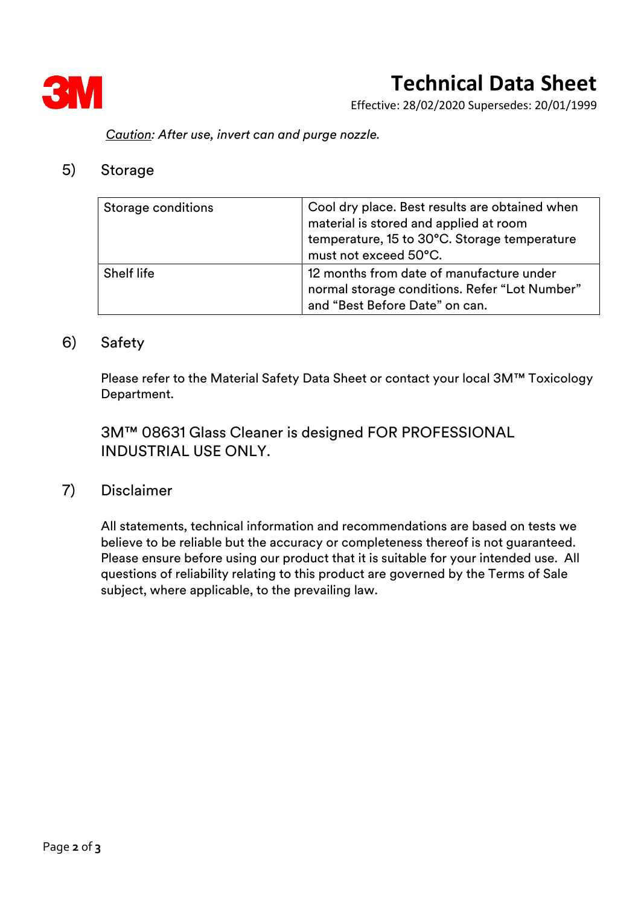*Caution: After use, invert can and purge nozzle.*

## 5) Storage

| Storage conditions | Cool dry place. Best results are obtained when material is stored and applied at room temperature, 15 to 30°C. Storage temperature must not exceed 50°C. |
|---|---|
| Shelf life | 12 months from date of manufacture under normal storage conditions. Refer "Lot Number" and "Best Before Date" on can. |

## 6) Safety

Please refer to the Material Safety Data Sheet or contact your local 3M™ Toxicology Department.

3M™ 08631 Glass Cleaner is designed FOR PROFESSIONAL INDUSTRIAL USE ONLY.

## 7) Disclaimer

All statements, technical information and recommendations are based on tests we believe to be reliable but the accuracy or completeness thereof is not guaranteed. Please ensure before using our product that it is suitable for your intended use. All questions of reliability relating to this product are governed by the Terms of Sale subject, where applicable, to the prevailing law.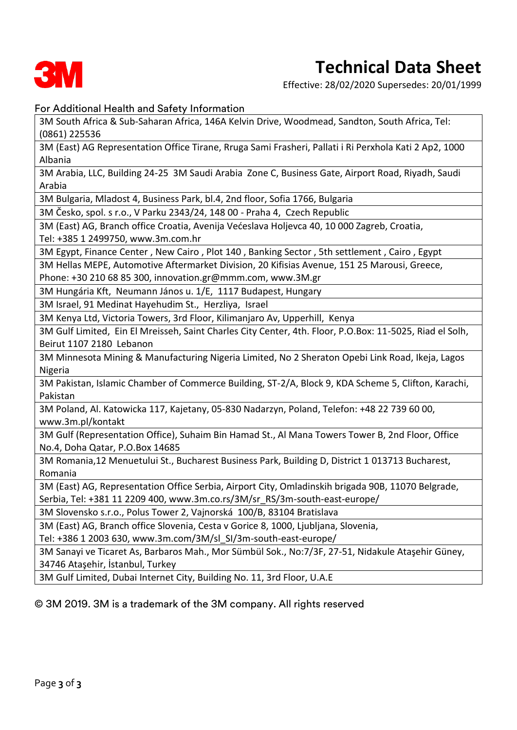# Technical Data Sheet

Effective: 28/02/2020 Supersedes: 20/01/1999

For Additional Health and Safety Information

| |
|---|
| 3M South Africa & Sub-Saharan Africa, 146A Kelvin Drive, Woodmead, Sandton, South Africa, Tel: (0861) 225536 |
| 3M (East) AG Representation Office Tirane, Rruga Sami Frasheri, Pallati i Ri Perxhola Kati 2 Ap2, 1000 Albania |
| 3M Arabia, LLC, Building 24-25 3M Saudi Arabia Zone C, Business Gate, Airport Road, Riyadh, Saudi Arabia |
| 3M Bulgaria, Mladost 4, Business Park, bl.4, 2nd floor, Sofia 1766, Bulgaria |
| 3M Česko, spol. s r.o., V Parku 2343/24, 148 00 - Praha 4, Czech Republic |
| 3M (East) AG, Branch office Croatia, Avenija Većeslava Holjevca 40, 10 000 Zagreb, Croatia, Tel: +385 1 2499750, www.3m.com.hr |
| 3M Egypt, Finance Center , New Cairo , Plot 140 , Banking Sector , 5th settlement , Cairo , Egypt |
| 3M Hellas MEPE, Automotive Aftermarket Division, 20 Kifisias Avenue, 151 25 Marousi, Greece, Phone: +30 210 68 85 300, innovation.gr@mmm.com, www.3M.gr |
| 3M Hungária Kft, Neumann János u. 1/E, 1117 Budapest, Hungary |
| 3M Israel, 91 Medinat Hayehudim St., Herzliya, Israel |
| 3M Kenya Ltd, Victoria Towers, 3rd Floor, Kilimanjaro Av, Upperhill, Kenya |
| 3M Gulf Limited, Ein El Mreisseh, Saint Charles City Center, 4th. Floor, P.O.Box: 11-5025, Riad el Solh, Beirut 1107 2180 Lebanon |
| 3M Minnesota Mining & Manufacturing Nigeria Limited, No 2 Sheraton Opebi Link Road, Ikeja, Lagos Nigeria |
| 3M Pakistan, Islamic Chamber of Commerce Building, ST-2/A, Block 9, KDA Scheme 5, Clifton, Karachi, Pakistan |
| 3M Poland, Al. Katowicka 117, Kajetany, 05-830 Nadarzyn, Poland, Telefon: +48 22 739 60 00, www.3m.pl/kontakt |
| 3M Gulf (Representation Office), Suhaim Bin Hamad St., Al Mana Towers Tower B, 2nd Floor, Office No.4, Doha Qatar, P.O.Box 14685 |
| 3M Romania,12 Menuetului St., Bucharest Business Park, Building D, District 1 013713 Bucharest, Romania |
| 3M (East) AG, Representation Office Serbia, Airport City, Omladinskih brigada 90B, 11070 Belgrade, Serbia, Tel: +381 11 2209 400, www.3m.co.rs/3M/sr_RS/3m-south-east-europe/ |
| 3M Slovensko s.r.o., Polus Tower 2, Vajnorská 100/B, 83104 Bratislava |
| 3M (East) AG, Branch office Slovenia, Cesta v Gorice 8, 1000, Ljubljana, Slovenia, Tel: +386 1 2003 630, www.3m.com/3M/sl_SI/3m-south-east-europe/ |
| 3M Sanayi ve Ticaret As, Barbaros Mah., Mor Sümbül Sok., No:7/3F, 27-51, Nidakule Ataşehir Güney, 34746 Ataşehir, İstanbul, Turkey |
| 3M Gulf Limited, Dubai Internet City, Building No. 11, 3rd Floor, U.A.E |

© 3M 2019. 3M is a trademark of the 3M company. All rights reserved